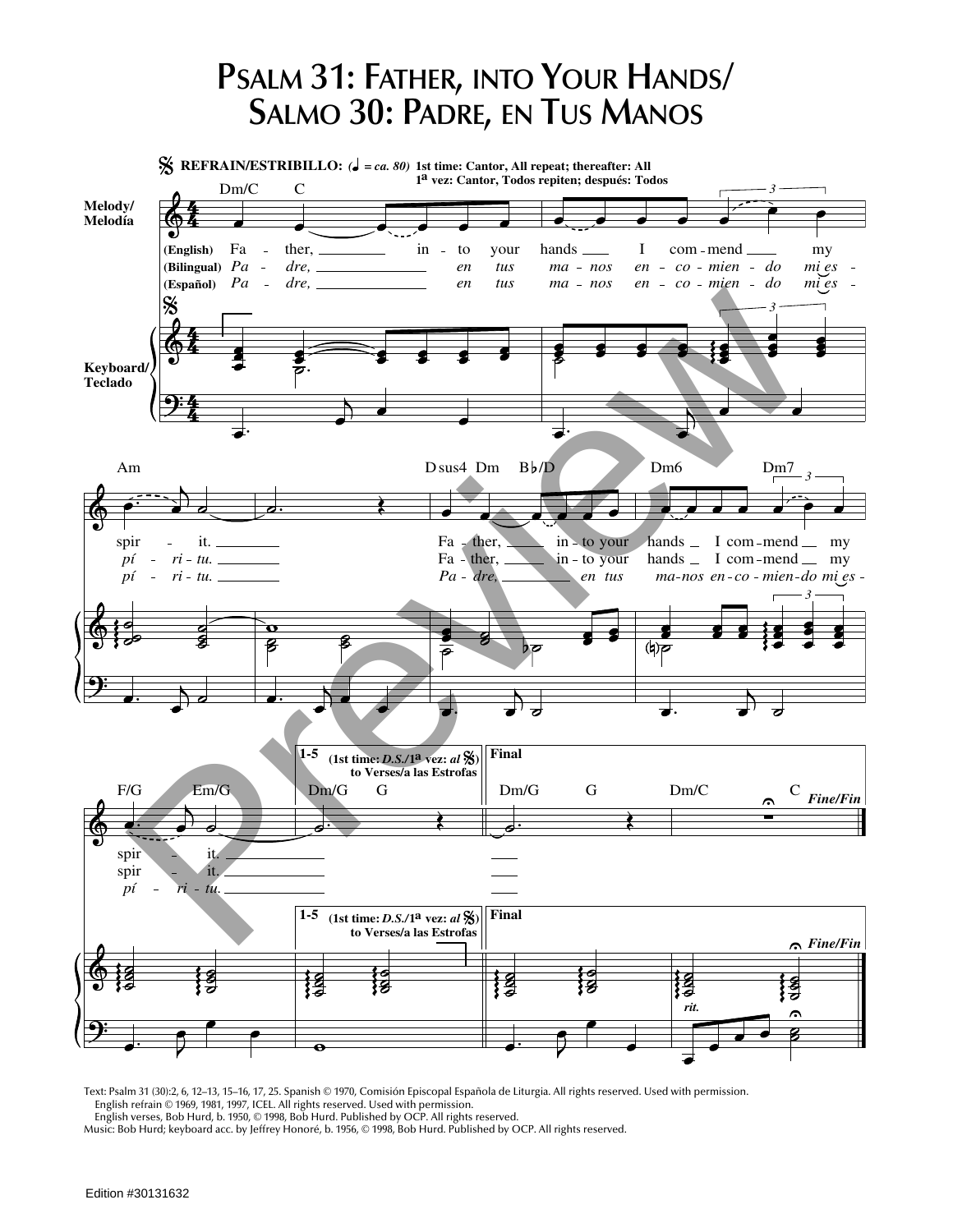# Psalm 31: Father, into Your Hands/ Salmo 30: Padre, en Tus Manos

**REFRAIN/ESTRIBILLO:** (♩ = ca. 80) 1st time: Cantor, All repeat; thereafter: All
1a vez: Cantor, Todos repiten; después: Todos

(English) Father, into your hands I commend my spirit. Father, into your hands I commend my spirit.

(Bilingual) *Padre, en tus manos encomiendo mi espíritu.* Father, into your hands I commend my spirit.

(Español) *Padre, en tus manos encomiendo mi espíritu. Padre, en tus manos encomiendo mi espíritu.*

1-5 (1st time: *D.S.*/1a vez: *al* 𝄋) to Verses/a las Estrofas

Final — *Fine/Fin*

Text: Psalm 31 (30):2, 6, 12–13, 15–16, 17, 25. Spanish © 1970, Comisión Episcopal Española de Liturgia. All rights reserved. Used with permission.
English refrain © 1969, 1981, 1997, ICEL. All rights reserved. Used with permission.
English verses, Bob Hurd, b. 1950, © 1998, Bob Hurd. Published by OCP. All rights reserved.
Music: Bob Hurd; keyboard acc. by Jeffrey Honoré, b. 1956, © 1998, Bob Hurd. Published by OCP. All rights reserved.

Edition #30131632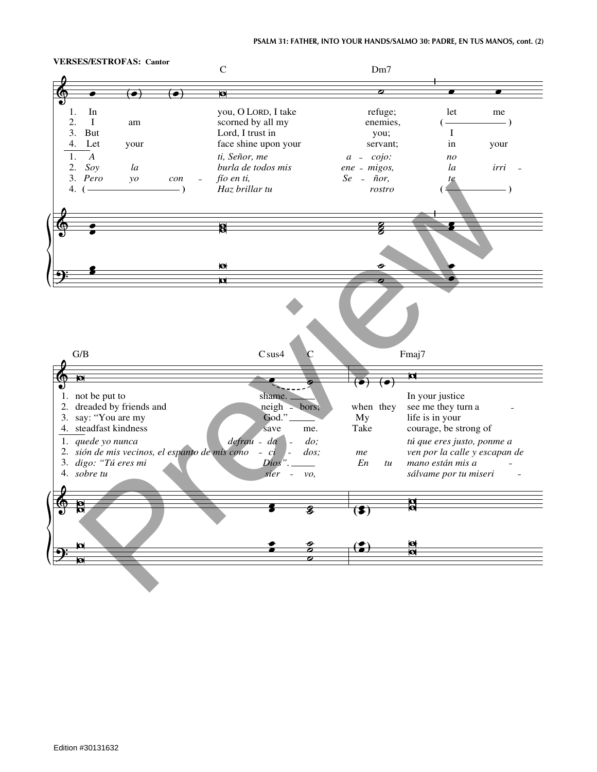**VERSES/ESTROFAS: Cantor**

C — Dm7

1. In you, O LORD, I take refuge; let me
2. I am scorned by all my enemies, ( —— )
3. But Lord, I trust in you; I
4. Let your face shine upon your servant; in your

1. *A ti, Señor, me a - cojo: no*
2. *Soy la burla de todos mis ene - migos, la irri -*
3. *Pero yo con - fío en ti, Se - ñor, te*
4. *( —— ) Haz brillar tu rostro ( —— )*

G/B — Csus4 — C — Fmaj7

1. not be put to shame. In your justice
2. dreaded by friends and neigh - bors; when they see me they turn a -
3. say: "You are my God." My life is in your
4. steadfast kindness save me. Take courage, be strong of

1. *quede yo nunca defrau - da - do; tú que eres justo, ponme a*
2. *sión de mis vecinos, el espanto de mis cono - ci - dos; me ven por la calle y escapan de*
3. *digo: "Tú eres mi Dios". En tu mano están mis a -*
4. *sobre tu sier - vo, sálvame por tu miseri -*

Edition #30131632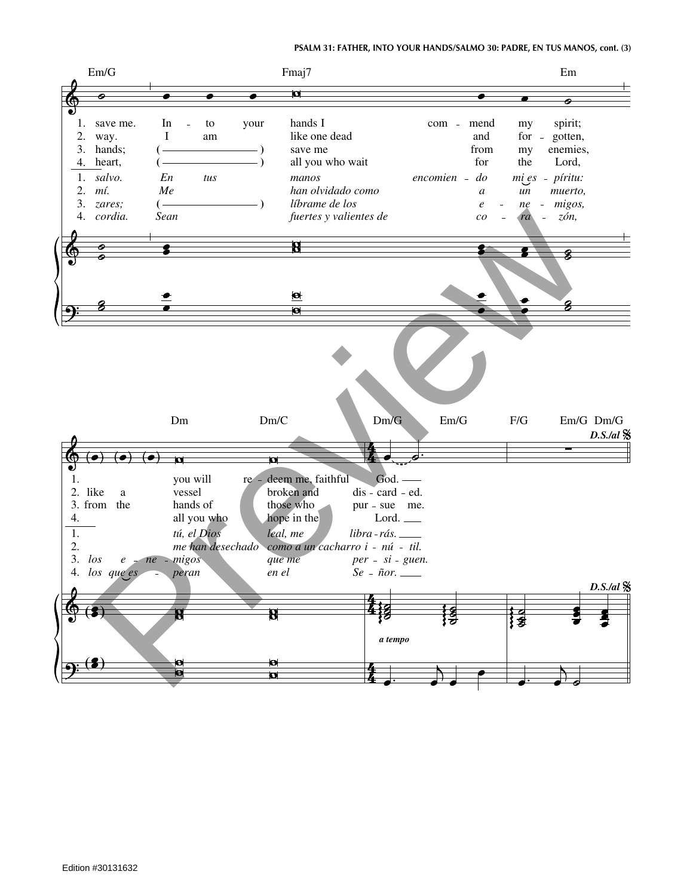Em/G Fmaj7 Em

1. save me. Into your hands I commend my spirit;
2. way. I am like one dead and forgotten,
3. hands; ( ) save me from my enemies,
4. heart, ( ) all you who wait for the Lord,

1. *salvo. En tus manos encomiendo mi espíritu:*
2. *mí. Me han olvidado como a un muerto,*
3. *zares; ( ) líbrame de los enemigos,*
4. *cordia. Sean fuertes y valientes de corazón,*

Dm Dm/C Dm/G Em/G F/G Em/G Dm/G

D.S./al 𝄋

1. you will redeem me, faithful God.
2. like a vessel broken and discarded.
3. from the hands of those who pursue me.
4. all you who hope in the Lord.

1. *tú, el Dios leal, me librarás.*
2. *me han desechado como a un cacharro inútil.*
3. *los enemigos que me persiguen.*
4. *los que esperan en el Señor.*

*a tempo*

D.S./al 𝄋